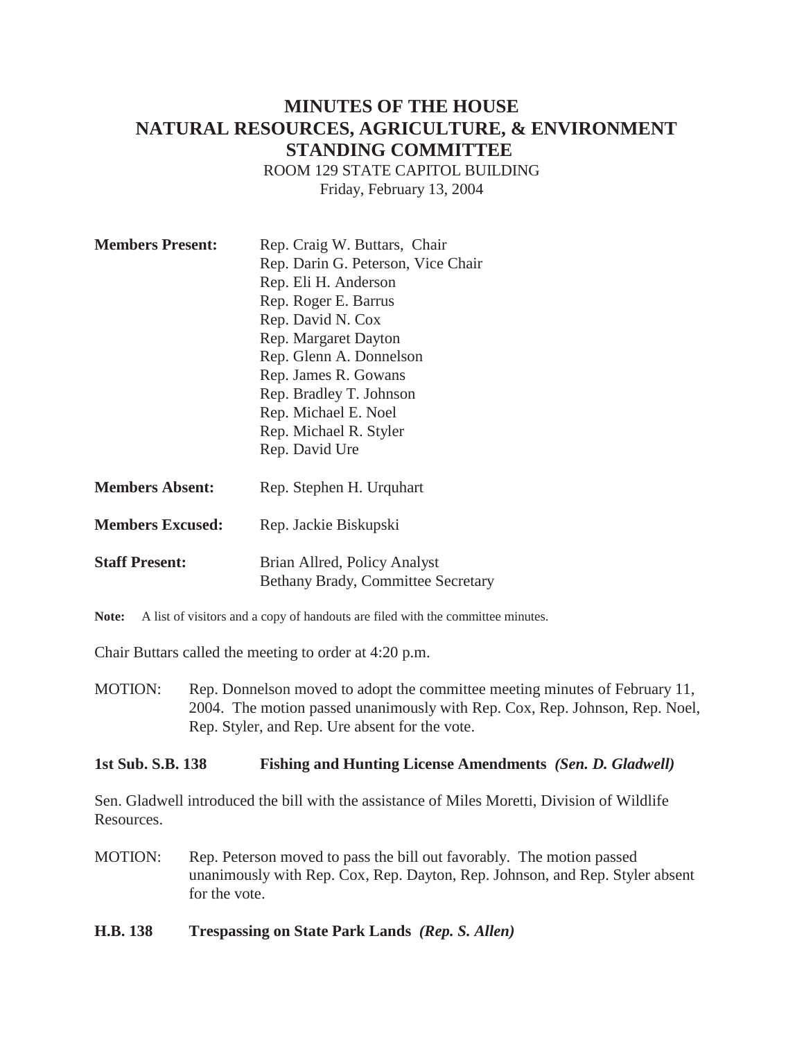# MINUTES OF THE HOUSE NATURAL RESOURCES, AGRICULTURE, & ENVIRONMENT STANDING COMMITTEE

ROOM 129 STATE CAPITOL BUILDING
Friday, February 13, 2004

**Members Present:** Rep. Craig W. Buttars, Chair
Rep. Darin G. Peterson, Vice Chair
Rep. Eli H. Anderson
Rep. Roger E. Barrus
Rep. David N. Cox
Rep. Margaret Dayton
Rep. Glenn A. Donnelson
Rep. James R. Gowans
Rep. Bradley T. Johnson
Rep. Michael E. Noel
Rep. Michael R. Styler
Rep. David Ure

**Members Absent:** Rep. Stephen H. Urquhart

**Members Excused:** Rep. Jackie Biskupski

**Staff Present:** Brian Allred, Policy Analyst
Bethany Brady, Committee Secretary

**Note:** A list of visitors and a copy of handouts are filed with the committee minutes.

Chair Buttars called the meeting to order at 4:20 p.m.

MOTION: Rep. Donnelson moved to adopt the committee meeting minutes of February 11, 2004. The motion passed unanimously with Rep. Cox, Rep. Johnson, Rep. Noel, Rep. Styler, and Rep. Ure absent for the vote.

**1st Sub. S.B. 138 Fishing and Hunting License Amendments *(Sen. D. Gladwell)***

Sen. Gladwell introduced the bill with the assistance of Miles Moretti, Division of Wildlife Resources.

MOTION: Rep. Peterson moved to pass the bill out favorably. The motion passed unanimously with Rep. Cox, Rep. Dayton, Rep. Johnson, and Rep. Styler absent for the vote.

**H.B. 138 Trespassing on State Park Lands *(Rep. S. Allen)***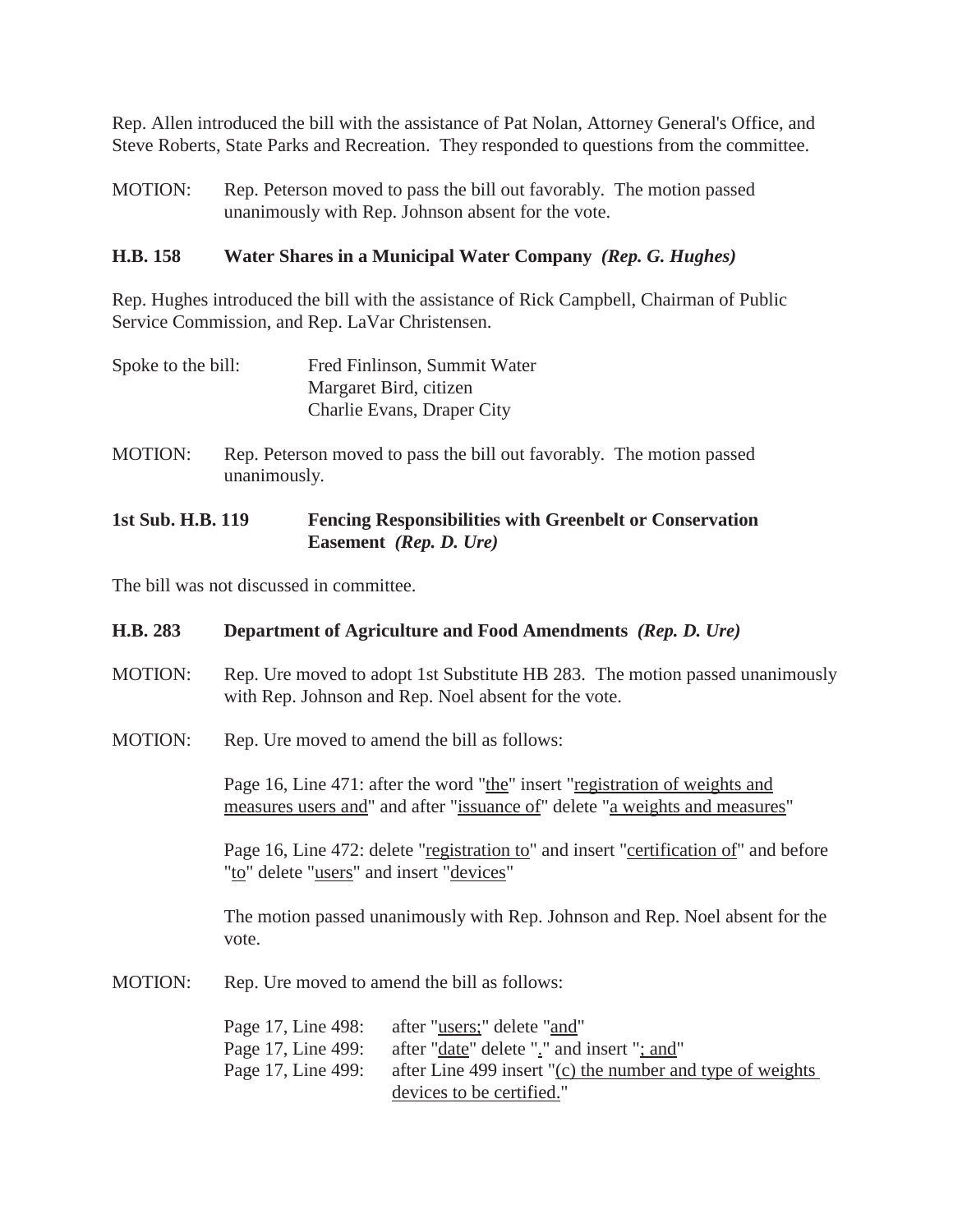Rep. Allen introduced the bill with the assistance of Pat Nolan, Attorney General's Office, and Steve Roberts, State Parks and Recreation. They responded to questions from the committee.

MOTION: Rep. Peterson moved to pass the bill out favorably. The motion passed unanimously with Rep. Johnson absent for the vote.

**H.B. 158 Water Shares in a Municipal Water Company *(Rep. G. Hughes)***

Rep. Hughes introduced the bill with the assistance of Rick Campbell, Chairman of Public Service Commission, and Rep. LaVar Christensen.

Spoke to the bill: Fred Finlinson, Summit Water
Margaret Bird, citizen
Charlie Evans, Draper City

MOTION: Rep. Peterson moved to pass the bill out favorably. The motion passed unanimously.

**1st Sub. H.B. 119 Fencing Responsibilities with Greenbelt or Conservation Easement *(Rep. D. Ure)***

The bill was not discussed in committee.

**H.B. 283 Department of Agriculture and Food Amendments *(Rep. D. Ure)***

MOTION: Rep. Ure moved to adopt 1st Substitute HB 283. The motion passed unanimously with Rep. Johnson and Rep. Noel absent for the vote.

MOTION: Rep. Ure moved to amend the bill as follows:

Page 16, Line 471: after the word "the" insert "registration of weights and measures users and" and after "issuance of" delete "a weights and measures"

Page 16, Line 472: delete "registration to" and insert "certification of" and before "to" delete "users" and insert "devices"

The motion passed unanimously with Rep. Johnson and Rep. Noel absent for the vote.

MOTION: Rep. Ure moved to amend the bill as follows:

Page 17, Line 498: after "users;" delete "and"
Page 17, Line 499: after "date" delete "." and insert "; and"
Page 17, Line 499: after Line 499 insert "(c) the number and type of weights devices to be certified."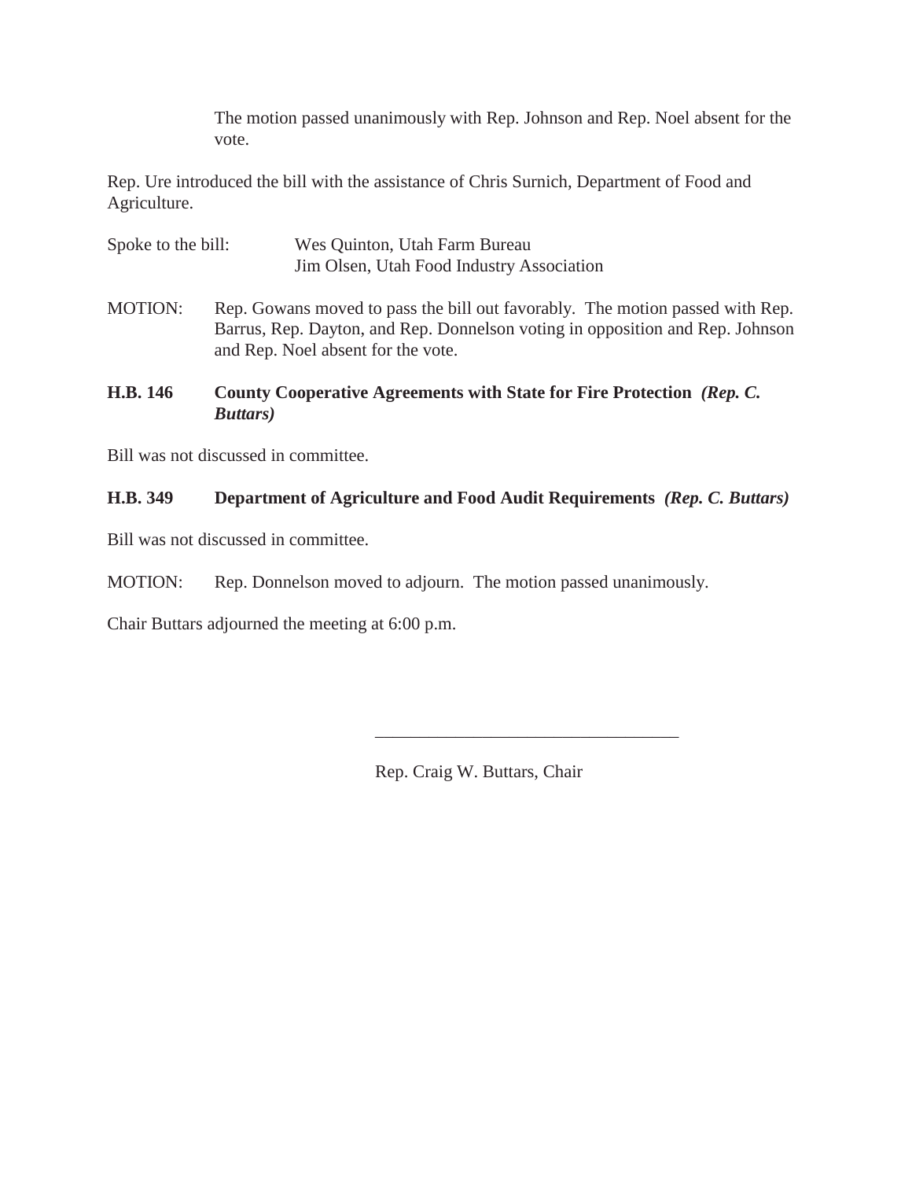The motion passed unanimously with Rep. Johnson and Rep. Noel absent for the vote.

Rep. Ure introduced the bill with the assistance of Chris Surnich, Department of Food and Agriculture.

Spoke to the bill: Wes Quinton, Utah Farm Bureau
Jim Olsen, Utah Food Industry Association

MOTION: Rep. Gowans moved to pass the bill out favorably. The motion passed with Rep. Barrus, Rep. Dayton, and Rep. Donnelson voting in opposition and Rep. Johnson and Rep. Noel absent for the vote.

**H.B. 146 County Cooperative Agreements with State for Fire Protection** ***(Rep. C. Buttars)***

Bill was not discussed in committee.

**H.B. 349 Department of Agriculture and Food Audit Requirements** ***(Rep. C. Buttars)***

Bill was not discussed in committee.

MOTION: Rep. Donnelson moved to adjourn. The motion passed unanimously.

Chair Buttars adjourned the meeting at 6:00 p.m.

\_\_\_\_\_\_\_\_\_\_\_\_\_\_\_\_\_\_\_\_\_\_\_\_\_\_\_\_\_\_\_\_\_\_

Rep. Craig W. Buttars, Chair